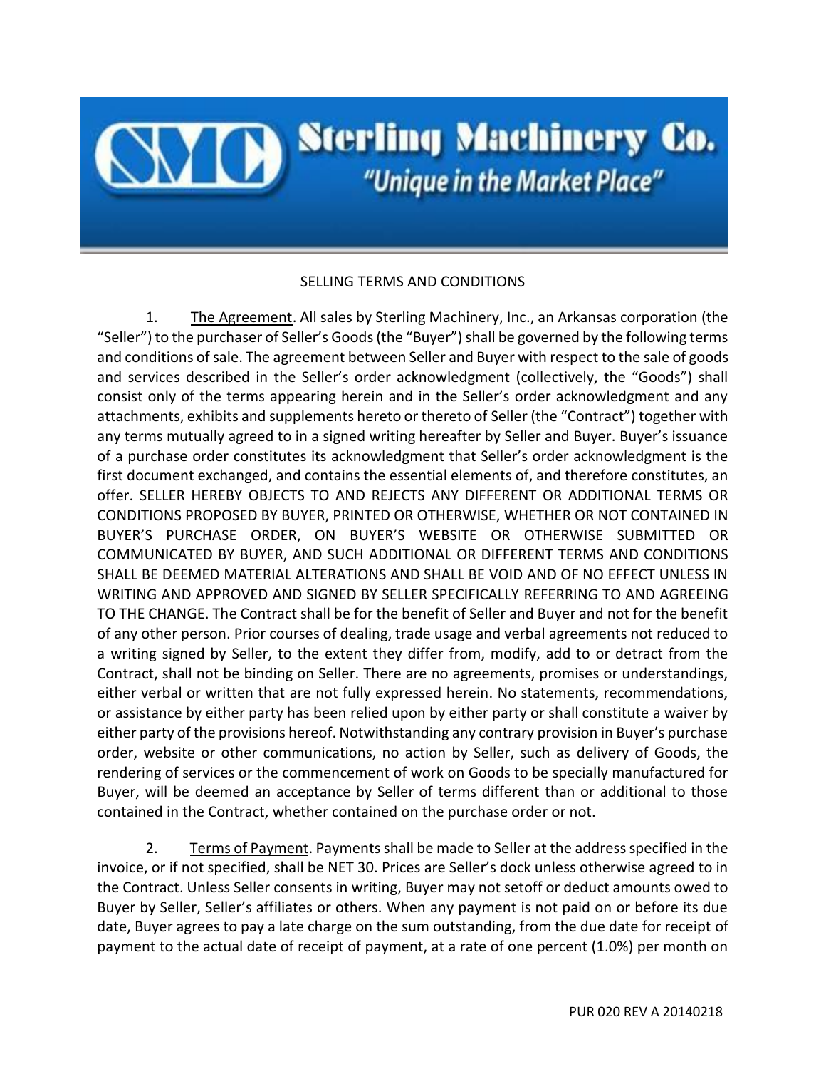# Sterling Machinery Co.

*"Unique in the Market Place"*

## SELLING TERMS AND CONDITIONS

1. The Agreement. All sales by Sterling Machinery, Inc., an Arkansas corporation (the "Seller") to the purchaser of Seller's Goods (the "Buyer") shall be governed by the following terms and conditions of sale. The agreement between Seller and Buyer with respect to the sale of goods and services described in the Seller's order acknowledgment (collectively, the "Goods") shall consist only of the terms appearing herein and in the Seller's order acknowledgment and any attachments, exhibits and supplements hereto or thereto of Seller (the "Contract") together with any terms mutually agreed to in a signed writing hereafter by Seller and Buyer. Buyer's issuance of a purchase order constitutes its acknowledgment that Seller's order acknowledgment is the first document exchanged, and contains the essential elements of, and therefore constitutes, an offer. SELLER HEREBY OBJECTS TO AND REJECTS ANY DIFFERENT OR ADDITIONAL TERMS OR CONDITIONS PROPOSED BY BUYER, PRINTED OR OTHERWISE, WHETHER OR NOT CONTAINED IN BUYER'S PURCHASE ORDER, ON BUYER'S WEBSITE OR OTHERWISE SUBMITTED OR COMMUNICATED BY BUYER, AND SUCH ADDITIONAL OR DIFFERENT TERMS AND CONDITIONS SHALL BE DEEMED MATERIAL ALTERATIONS AND SHALL BE VOID AND OF NO EFFECT UNLESS IN WRITING AND APPROVED AND SIGNED BY SELLER SPECIFICALLY REFERRING TO AND AGREEING TO THE CHANGE. The Contract shall be for the benefit of Seller and Buyer and not for the benefit of any other person. Prior courses of dealing, trade usage and verbal agreements not reduced to a writing signed by Seller, to the extent they differ from, modify, add to or detract from the Contract, shall not be binding on Seller. There are no agreements, promises or understandings, either verbal or written that are not fully expressed herein. No statements, recommendations, or assistance by either party has been relied upon by either party or shall constitute a waiver by either party of the provisions hereof. Notwithstanding any contrary provision in Buyer's purchase order, website or other communications, no action by Seller, such as delivery of Goods, the rendering of services or the commencement of work on Goods to be specially manufactured for Buyer, will be deemed an acceptance by Seller of terms different than or additional to those contained in the Contract, whether contained on the purchase order or not.

2. Terms of Payment. Payments shall be made to Seller at the address specified in the invoice, or if not specified, shall be NET 30. Prices are Seller's dock unless otherwise agreed to in the Contract. Unless Seller consents in writing, Buyer may not setoff or deduct amounts owed to Buyer by Seller, Seller's affiliates or others. When any payment is not paid on or before its due date, Buyer agrees to pay a late charge on the sum outstanding, from the due date for receipt of payment to the actual date of receipt of payment, at a rate of one percent (1.0%) per month on

PUR 020 REV A 20140218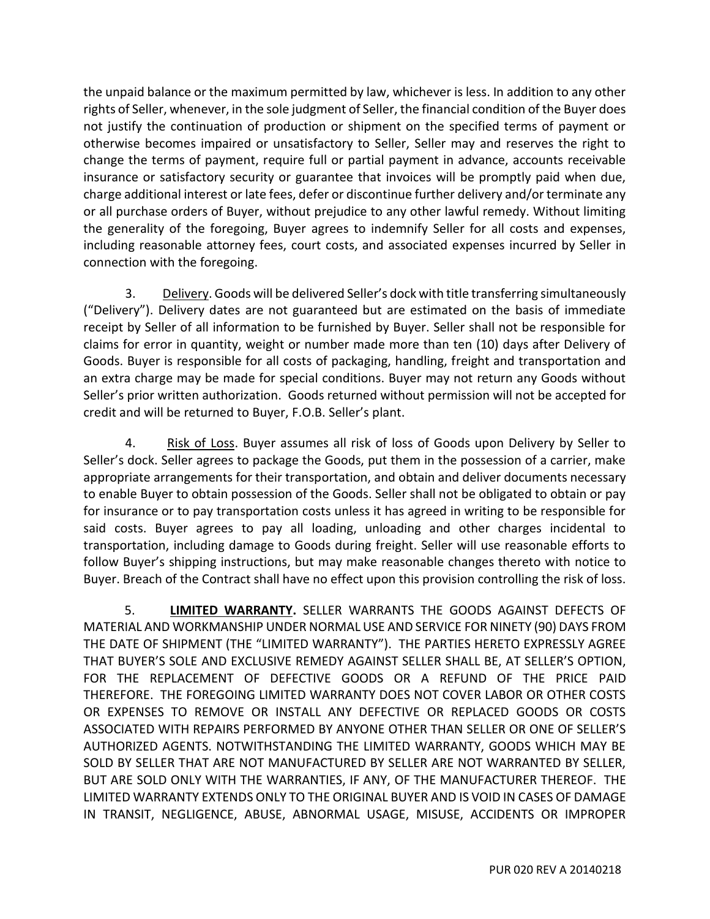the unpaid balance or the maximum permitted by law, whichever is less. In addition to any other rights of Seller, whenever, in the sole judgment of Seller, the financial condition of the Buyer does not justify the continuation of production or shipment on the specified terms of payment or otherwise becomes impaired or unsatisfactory to Seller, Seller may and reserves the right to change the terms of payment, require full or partial payment in advance, accounts receivable insurance or satisfactory security or guarantee that invoices will be promptly paid when due, charge additional interest or late fees, defer or discontinue further delivery and/or terminate any or all purchase orders of Buyer, without prejudice to any other lawful remedy. Without limiting the generality of the foregoing, Buyer agrees to indemnify Seller for all costs and expenses, including reasonable attorney fees, court costs, and associated expenses incurred by Seller in connection with the foregoing.

3. Delivery. Goods will be delivered Seller's dock with title transferring simultaneously ("Delivery"). Delivery dates are not guaranteed but are estimated on the basis of immediate receipt by Seller of all information to be furnished by Buyer. Seller shall not be responsible for claims for error in quantity, weight or number made more than ten (10) days after Delivery of Goods. Buyer is responsible for all costs of packaging, handling, freight and transportation and an extra charge may be made for special conditions. Buyer may not return any Goods without Seller's prior written authorization. Goods returned without permission will not be accepted for credit and will be returned to Buyer, F.O.B. Seller's plant.

4. Risk of Loss. Buyer assumes all risk of loss of Goods upon Delivery by Seller to Seller's dock. Seller agrees to package the Goods, put them in the possession of a carrier, make appropriate arrangements for their transportation, and obtain and deliver documents necessary to enable Buyer to obtain possession of the Goods. Seller shall not be obligated to obtain or pay for insurance or to pay transportation costs unless it has agreed in writing to be responsible for said costs. Buyer agrees to pay all loading, unloading and other charges incidental to transportation, including damage to Goods during freight. Seller will use reasonable efforts to follow Buyer's shipping instructions, but may make reasonable changes thereto with notice to Buyer. Breach of the Contract shall have no effect upon this provision controlling the risk of loss.

5. **LIMITED WARRANTY.** SELLER WARRANTS THE GOODS AGAINST DEFECTS OF MATERIAL AND WORKMANSHIP UNDER NORMAL USE AND SERVICE FOR NINETY (90) DAYS FROM THE DATE OF SHIPMENT (THE "LIMITED WARRANTY"). THE PARTIES HERETO EXPRESSLY AGREE THAT BUYER'S SOLE AND EXCLUSIVE REMEDY AGAINST SELLER SHALL BE, AT SELLER'S OPTION, FOR THE REPLACEMENT OF DEFECTIVE GOODS OR A REFUND OF THE PRICE PAID THEREFORE. THE FOREGOING LIMITED WARRANTY DOES NOT COVER LABOR OR OTHER COSTS OR EXPENSES TO REMOVE OR INSTALL ANY DEFECTIVE OR REPLACED GOODS OR COSTS ASSOCIATED WITH REPAIRS PERFORMED BY ANYONE OTHER THAN SELLER OR ONE OF SELLER'S AUTHORIZED AGENTS. NOTWITHSTANDING THE LIMITED WARRANTY, GOODS WHICH MAY BE SOLD BY SELLER THAT ARE NOT MANUFACTURED BY SELLER ARE NOT WARRANTED BY SELLER, BUT ARE SOLD ONLY WITH THE WARRANTIES, IF ANY, OF THE MANUFACTURER THEREOF. THE LIMITED WARRANTY EXTENDS ONLY TO THE ORIGINAL BUYER AND IS VOID IN CASES OF DAMAGE IN TRANSIT, NEGLIGENCE, ABUSE, ABNORMAL USAGE, MISUSE, ACCIDENTS OR IMPROPER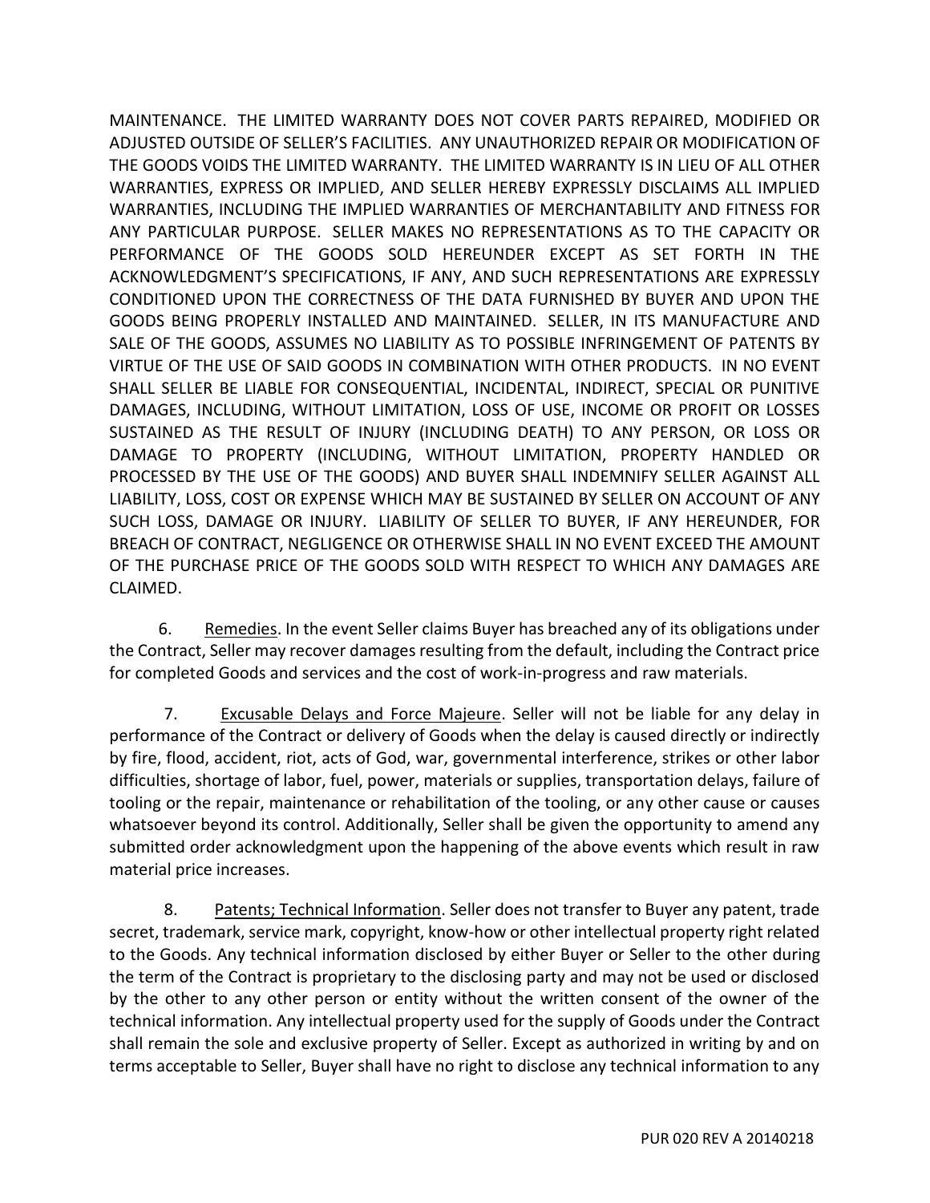MAINTENANCE. THE LIMITED WARRANTY DOES NOT COVER PARTS REPAIRED, MODIFIED OR ADJUSTED OUTSIDE OF SELLER'S FACILITIES. ANY UNAUTHORIZED REPAIR OR MODIFICATION OF THE GOODS VOIDS THE LIMITED WARRANTY. THE LIMITED WARRANTY IS IN LIEU OF ALL OTHER WARRANTIES, EXPRESS OR IMPLIED, AND SELLER HEREBY EXPRESSLY DISCLAIMS ALL IMPLIED WARRANTIES, INCLUDING THE IMPLIED WARRANTIES OF MERCHANTABILITY AND FITNESS FOR ANY PARTICULAR PURPOSE. SELLER MAKES NO REPRESENTATIONS AS TO THE CAPACITY OR PERFORMANCE OF THE GOODS SOLD HEREUNDER EXCEPT AS SET FORTH IN THE ACKNOWLEDGMENT'S SPECIFICATIONS, IF ANY, AND SUCH REPRESENTATIONS ARE EXPRESSLY CONDITIONED UPON THE CORRECTNESS OF THE DATA FURNISHED BY BUYER AND UPON THE GOODS BEING PROPERLY INSTALLED AND MAINTAINED. SELLER, IN ITS MANUFACTURE AND SALE OF THE GOODS, ASSUMES NO LIABILITY AS TO POSSIBLE INFRINGEMENT OF PATENTS BY VIRTUE OF THE USE OF SAID GOODS IN COMBINATION WITH OTHER PRODUCTS. IN NO EVENT SHALL SELLER BE LIABLE FOR CONSEQUENTIAL, INCIDENTAL, INDIRECT, SPECIAL OR PUNITIVE DAMAGES, INCLUDING, WITHOUT LIMITATION, LOSS OF USE, INCOME OR PROFIT OR LOSSES SUSTAINED AS THE RESULT OF INJURY (INCLUDING DEATH) TO ANY PERSON, OR LOSS OR DAMAGE TO PROPERTY (INCLUDING, WITHOUT LIMITATION, PROPERTY HANDLED OR PROCESSED BY THE USE OF THE GOODS) AND BUYER SHALL INDEMNIFY SELLER AGAINST ALL LIABILITY, LOSS, COST OR EXPENSE WHICH MAY BE SUSTAINED BY SELLER ON ACCOUNT OF ANY SUCH LOSS, DAMAGE OR INJURY. LIABILITY OF SELLER TO BUYER, IF ANY HEREUNDER, FOR BREACH OF CONTRACT, NEGLIGENCE OR OTHERWISE SHALL IN NO EVENT EXCEED THE AMOUNT OF THE PURCHASE PRICE OF THE GOODS SOLD WITH RESPECT TO WHICH ANY DAMAGES ARE CLAIMED.

6. Remedies. In the event Seller claims Buyer has breached any of its obligations under the Contract, Seller may recover damages resulting from the default, including the Contract price for completed Goods and services and the cost of work-in-progress and raw materials.

7. Excusable Delays and Force Majeure. Seller will not be liable for any delay in performance of the Contract or delivery of Goods when the delay is caused directly or indirectly by fire, flood, accident, riot, acts of God, war, governmental interference, strikes or other labor difficulties, shortage of labor, fuel, power, materials or supplies, transportation delays, failure of tooling or the repair, maintenance or rehabilitation of the tooling, or any other cause or causes whatsoever beyond its control. Additionally, Seller shall be given the opportunity to amend any submitted order acknowledgment upon the happening of the above events which result in raw material price increases.

8. Patents; Technical Information. Seller does not transfer to Buyer any patent, trade secret, trademark, service mark, copyright, know-how or other intellectual property right related to the Goods. Any technical information disclosed by either Buyer or Seller to the other during the term of the Contract is proprietary to the disclosing party and may not be used or disclosed by the other to any other person or entity without the written consent of the owner of the technical information. Any intellectual property used for the supply of Goods under the Contract shall remain the sole and exclusive property of Seller. Except as authorized in writing by and on terms acceptable to Seller, Buyer shall have no right to disclose any technical information to any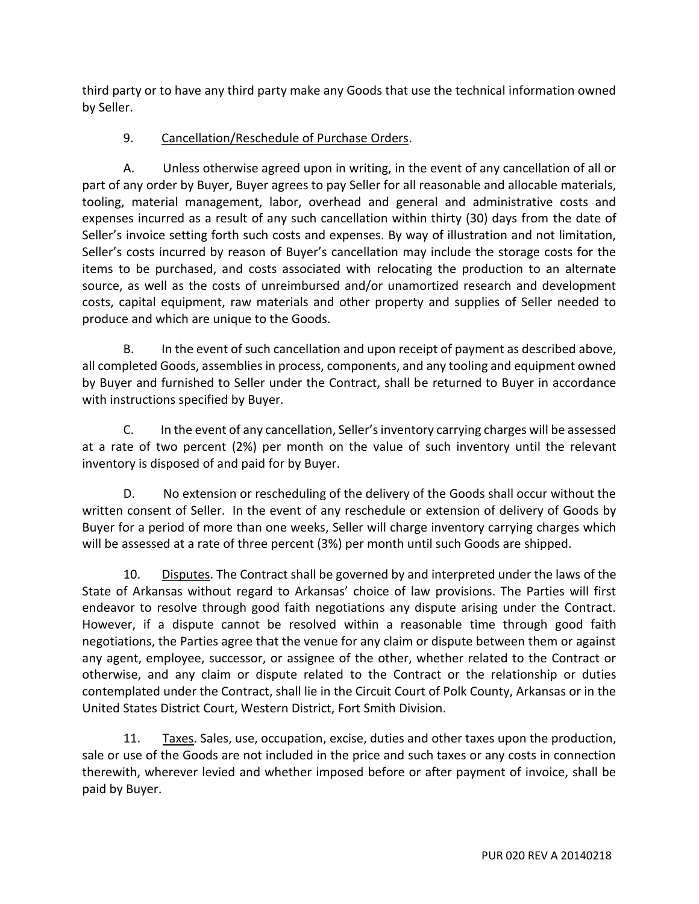third party or to have any third party make any Goods that use the technical information owned by Seller.

9. Cancellation/Reschedule of Purchase Orders.

A. Unless otherwise agreed upon in writing, in the event of any cancellation of all or part of any order by Buyer, Buyer agrees to pay Seller for all reasonable and allocable materials, tooling, material management, labor, overhead and general and administrative costs and expenses incurred as a result of any such cancellation within thirty (30) days from the date of Seller's invoice setting forth such costs and expenses. By way of illustration and not limitation, Seller's costs incurred by reason of Buyer's cancellation may include the storage costs for the items to be purchased, and costs associated with relocating the production to an alternate source, as well as the costs of unreimbursed and/or unamortized research and development costs, capital equipment, raw materials and other property and supplies of Seller needed to produce and which are unique to the Goods.

B. In the event of such cancellation and upon receipt of payment as described above, all completed Goods, assemblies in process, components, and any tooling and equipment owned by Buyer and furnished to Seller under the Contract, shall be returned to Buyer in accordance with instructions specified by Buyer.

C. In the event of any cancellation, Seller's inventory carrying charges will be assessed at a rate of two percent (2%) per month on the value of such inventory until the relevant inventory is disposed of and paid for by Buyer.

D. No extension or rescheduling of the delivery of the Goods shall occur without the written consent of Seller. In the event of any reschedule or extension of delivery of Goods by Buyer for a period of more than one weeks, Seller will charge inventory carrying charges which will be assessed at a rate of three percent (3%) per month until such Goods are shipped.

10. Disputes. The Contract shall be governed by and interpreted under the laws of the State of Arkansas without regard to Arkansas' choice of law provisions. The Parties will first endeavor to resolve through good faith negotiations any dispute arising under the Contract. However, if a dispute cannot be resolved within a reasonable time through good faith negotiations, the Parties agree that the venue for any claim or dispute between them or against any agent, employee, successor, or assignee of the other, whether related to the Contract or otherwise, and any claim or dispute related to the Contract or the relationship or duties contemplated under the Contract, shall lie in the Circuit Court of Polk County, Arkansas or in the United States District Court, Western District, Fort Smith Division.

11. Taxes. Sales, use, occupation, excise, duties and other taxes upon the production, sale or use of the Goods are not included in the price and such taxes or any costs in connection therewith, wherever levied and whether imposed before or after payment of invoice, shall be paid by Buyer.

PUR 020 REV A 20140218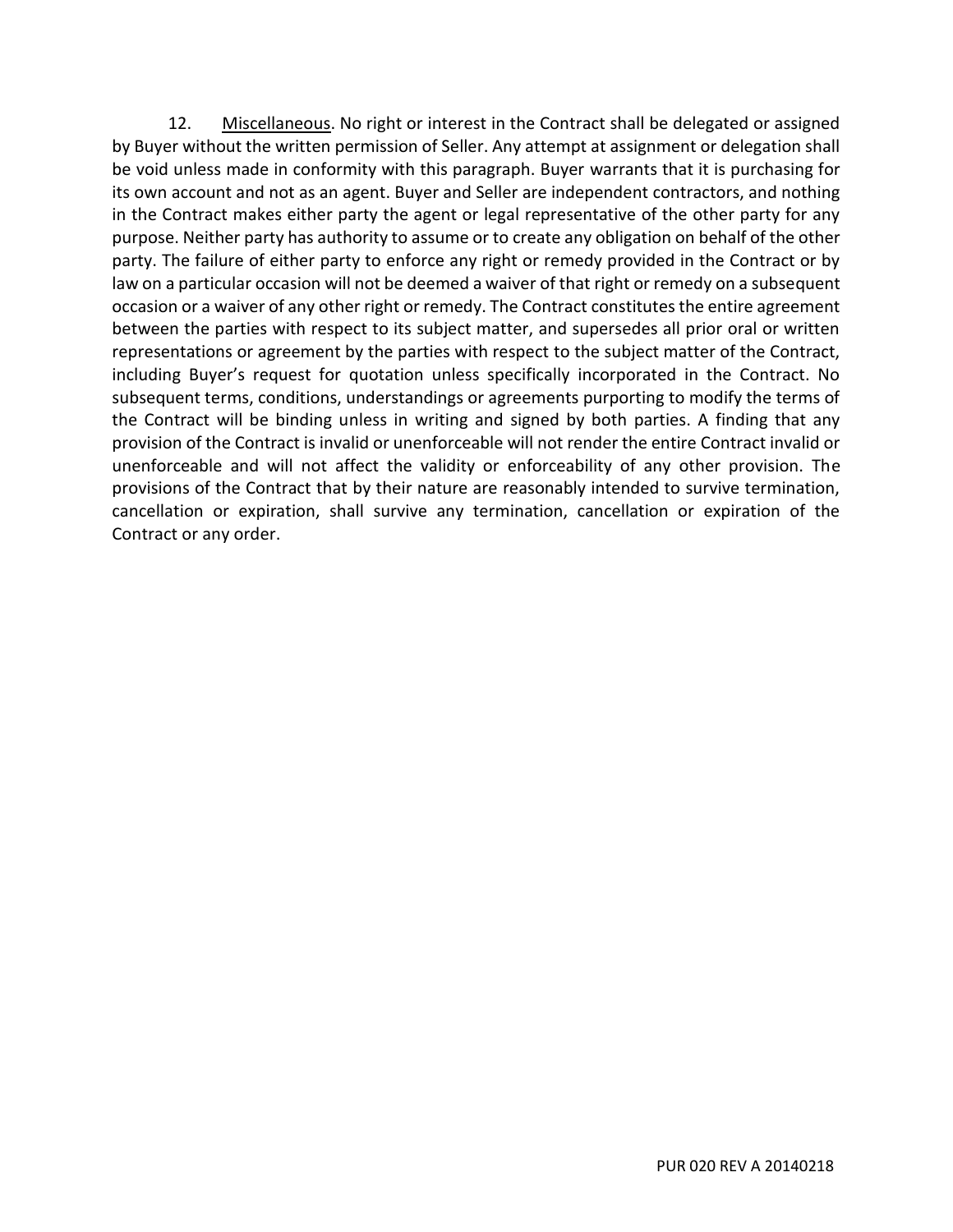12. Miscellaneous. No right or interest in the Contract shall be delegated or assigned by Buyer without the written permission of Seller. Any attempt at assignment or delegation shall be void unless made in conformity with this paragraph. Buyer warrants that it is purchasing for its own account and not as an agent. Buyer and Seller are independent contractors, and nothing in the Contract makes either party the agent or legal representative of the other party for any purpose. Neither party has authority to assume or to create any obligation on behalf of the other party. The failure of either party to enforce any right or remedy provided in the Contract or by law on a particular occasion will not be deemed a waiver of that right or remedy on a subsequent occasion or a waiver of any other right or remedy. The Contract constitutes the entire agreement between the parties with respect to its subject matter, and supersedes all prior oral or written representations or agreement by the parties with respect to the subject matter of the Contract, including Buyer's request for quotation unless specifically incorporated in the Contract. No subsequent terms, conditions, understandings or agreements purporting to modify the terms of the Contract will be binding unless in writing and signed by both parties. A finding that any provision of the Contract is invalid or unenforceable will not render the entire Contract invalid or unenforceable and will not affect the validity or enforceability of any other provision. The provisions of the Contract that by their nature are reasonably intended to survive termination, cancellation or expiration, shall survive any termination, cancellation or expiration of the Contract or any order.

PUR 020 REV A 20140218